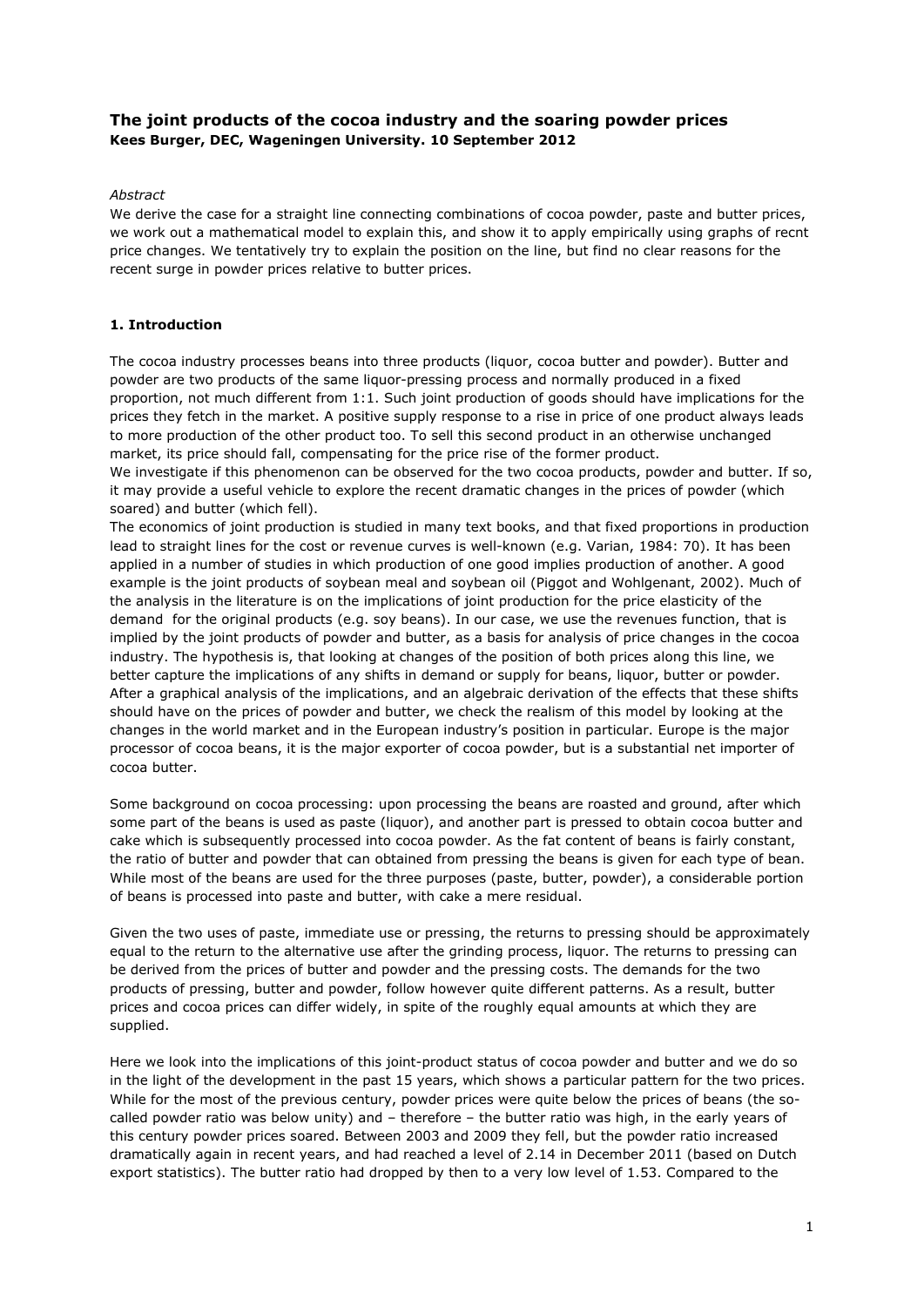# The joint products of the cocoa industry and the soaring powder prices

**Kees Burger, DEC, Wageningen University. 10 September 2012**

*Abstract*

We derive the case for a straight line connecting combinations of cocoa powder, paste and butter prices, we work out a mathematical model to explain this, and show it to apply empirically using graphs of recnt price changes. We tentatively try to explain the position on the line, but find no clear reasons for the recent surge in powder prices relative to butter prices.

## 1. Introduction

The cocoa industry processes beans into three products (liquor, cocoa butter and powder). Butter and powder are two products of the same liquor-pressing process and normally produced in a fixed proportion, not much different from 1:1. Such joint production of goods should have implications for the prices they fetch in the market. A positive supply response to a rise in price of one product always leads to more production of the other product too. To sell this second product in an otherwise unchanged market, its price should fall, compensating for the price rise of the former product.
We investigate if this phenomenon can be observed for the two cocoa products, powder and butter. If so, it may provide a useful vehicle to explore the recent dramatic changes in the prices of powder (which soared) and butter (which fell).
The economics of joint production is studied in many text books, and that fixed proportions in production lead to straight lines for the cost or revenue curves is well-known (e.g. Varian, 1984: 70). It has been applied in a number of studies in which production of one good implies production of another. A good example is the joint products of soybean meal and soybean oil (Piggot and Wohlgenant, 2002). Much of the analysis in the literature is on the implications of joint production for the price elasticity of the demand for the original products (e.g. soy beans). In our case, we use the revenues function, that is implied by the joint products of powder and butter, as a basis for analysis of price changes in the cocoa industry. The hypothesis is, that looking at changes of the position of both prices along this line, we better capture the implications of any shifts in demand or supply for beans, liquor, butter or powder. After a graphical analysis of the implications, and an algebraic derivation of the effects that these shifts should have on the prices of powder and butter, we check the realism of this model by looking at the changes in the world market and in the European industry's position in particular. Europe is the major processor of cocoa beans, it is the major exporter of cocoa powder, but is a substantial net importer of cocoa butter.

Some background on cocoa processing: upon processing the beans are roasted and ground, after which some part of the beans is used as paste (liquor), and another part is pressed to obtain cocoa butter and cake which is subsequently processed into cocoa powder. As the fat content of beans is fairly constant, the ratio of butter and powder that can obtained from pressing the beans is given for each type of bean. While most of the beans are used for the three purposes (paste, butter, powder), a considerable portion of beans is processed into paste and butter, with cake a mere residual.

Given the two uses of paste, immediate use or pressing, the returns to pressing should be approximately equal to the return to the alternative use after the grinding process, liquor. The returns to pressing can be derived from the prices of butter and powder and the pressing costs. The demands for the two products of pressing, butter and powder, follow however quite different patterns. As a result, butter prices and cocoa prices can differ widely, in spite of the roughly equal amounts at which they are supplied.

Here we look into the implications of this joint-product status of cocoa powder and butter and we do so in the light of the development in the past 15 years, which shows a particular pattern for the two prices. While for the most of the previous century, powder prices were quite below the prices of beans (the so-called powder ratio was below unity) and – therefore – the butter ratio was high, in the early years of this century powder prices soared. Between 2003 and 2009 they fell, but the powder ratio increased dramatically again in recent years, and had reached a level of 2.14 in December 2011 (based on Dutch export statistics). The butter ratio had dropped by then to a very low level of 1.53. Compared to the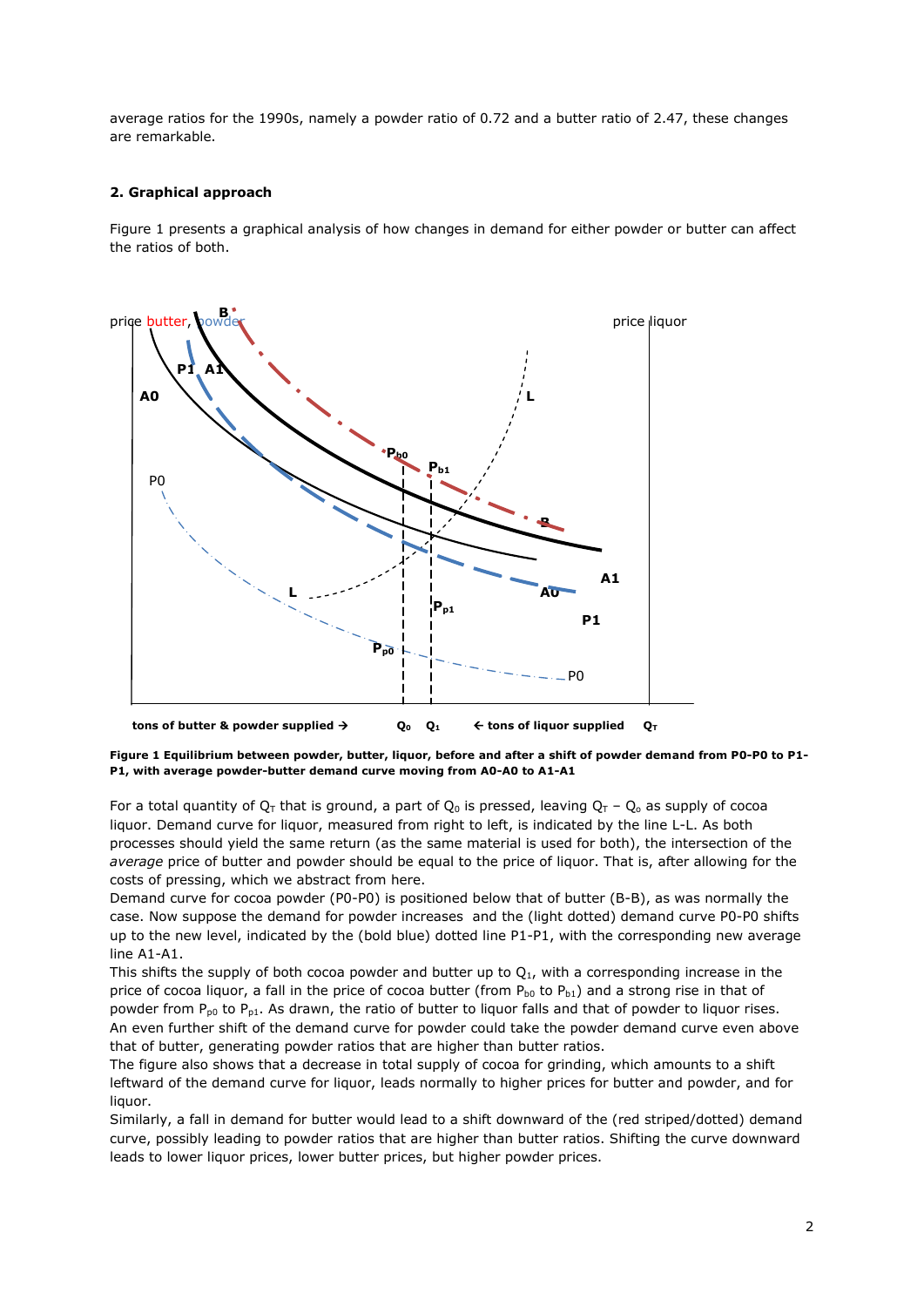average ratios for the 1990s, namely a powder ratio of 0.72 and a butter ratio of 2.47, these changes are remarkable.

## 2. Graphical approach

Figure 1 presents a graphical analysis of how changes in demand for either powder or butter can affect the ratios of both.

**Figure 1 Equilibrium between powder, butter, liquor, before and after a shift of powder demand from P0-P0 to P1-P1, with average powder-butter demand curve moving from A0-A0 to A1-A1**

For a total quantity of $Q_T$ that is ground, a part of $Q_0$ is pressed, leaving $Q_T - Q_o$ as supply of cocoa liquor. Demand curve for liquor, measured from right to left, is indicated by the line L-L. As both processes should yield the same return (as the same material is used for both), the intersection of the *average* price of butter and powder should be equal to the price of liquor. That is, after allowing for the costs of pressing, which we abstract from here.

Demand curve for cocoa powder (P0-P0) is positioned below that of butter (B-B), as was normally the case. Now suppose the demand for powder increases and the (light dotted) demand curve P0-P0 shifts up to the new level, indicated by the (bold blue) dotted line P1-P1, with the corresponding new average line A1-A1.

This shifts the supply of both cocoa powder and butter up to $Q_1$, with a corresponding increase in the price of cocoa liquor, a fall in the price of cocoa butter (from $P_{b0}$ to $P_{b1}$) and a strong rise in that of powder from $P_{p0}$ to $P_{p1}$. As drawn, the ratio of butter to liquor falls and that of powder to liquor rises. An even further shift of the demand curve for powder could take the powder demand curve even above that of butter, generating powder ratios that are higher than butter ratios.

The figure also shows that a decrease in total supply of cocoa for grinding, which amounts to a shift leftward of the demand curve for liquor, leads normally to higher prices for butter and powder, and for liquor.

Similarly, a fall in demand for butter would lead to a shift downward of the (red striped/dotted) demand curve, possibly leading to powder ratios that are higher than butter ratios. Shifting the curve downward leads to lower liquor prices, lower butter prices, but higher powder prices.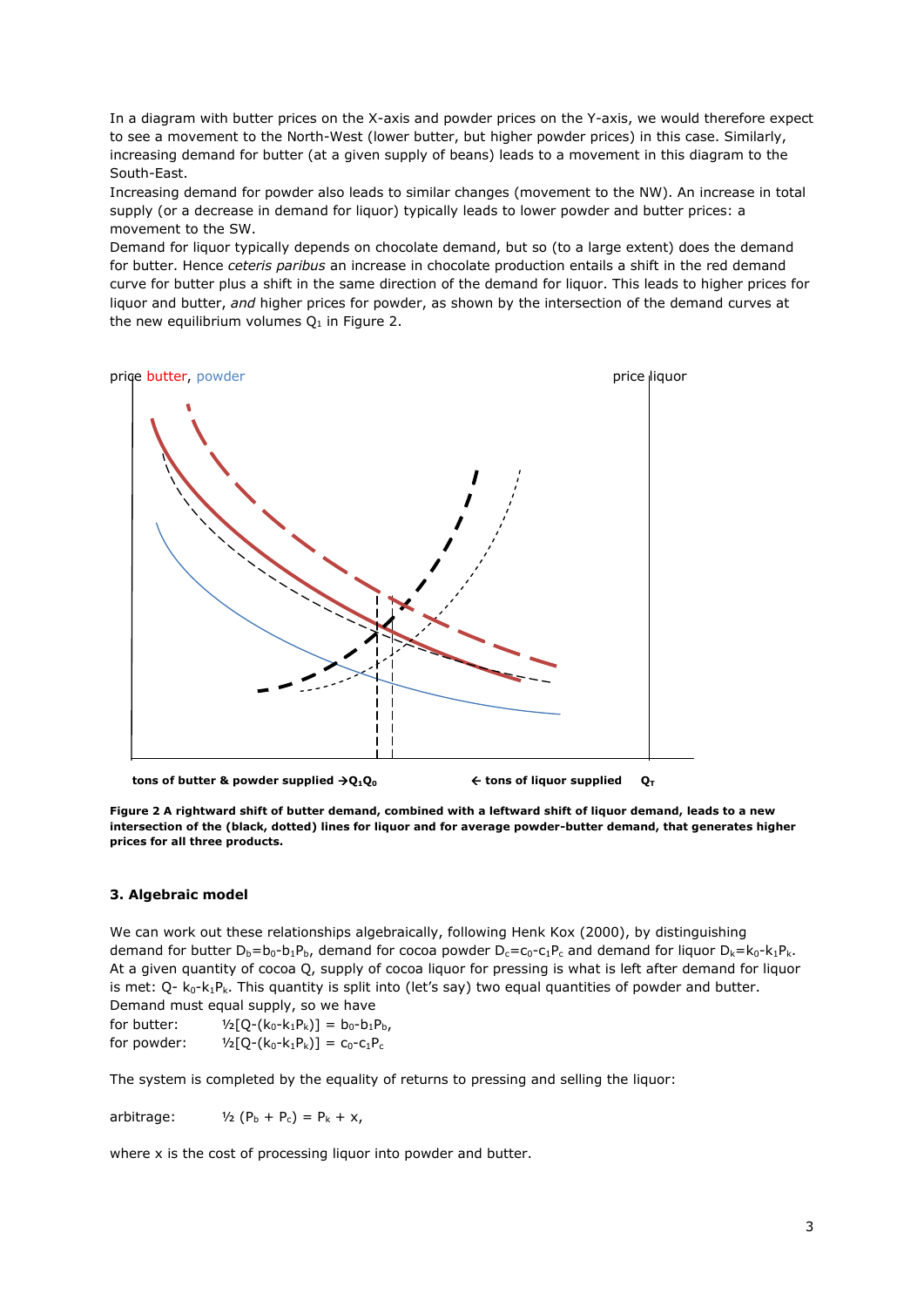In a diagram with butter prices on the X-axis and powder prices on the Y-axis, we would therefore expect to see a movement to the North-West (lower butter, but higher powder prices) in this case. Similarly, increasing demand for butter (at a given supply of beans) leads to a movement in this diagram to the South-East.

Increasing demand for powder also leads to similar changes (movement to the NW). An increase in total supply (or a decrease in demand for liquor) typically leads to lower powder and butter prices: a movement to the SW.

Demand for liquor typically depends on chocolate demand, but so (to a large extent) does the demand for butter. Hence *ceteris paribus* an increase in chocolate production entails a shift in the red demand curve for butter plus a shift in the same direction of the demand for liquor. This leads to higher prices for liquor and butter, *and* higher prices for powder, as shown by the intersection of the demand curves at the new equilibrium volumes $Q_1$ in Figure 2.

price butter, powder

price liquor

**tons of butter & powder supplied →$Q_1Q_0$** **← tons of liquor supplied** **$Q_T$**

**Figure 2 A rightward shift of butter demand, combined with a leftward shift of liquor demand, leads to a new intersection of the (black, dotted) lines for liquor and for average powder-butter demand, that generates higher prices for all three products.**

### 3. Algebraic model

We can work out these relationships algebraically, following Henk Kox (2000), by distinguishing demand for butter $D_b=b_0-b_1P_b$, demand for cocoa powder $D_c=c_0-c_1P_c$ and demand for liquor $D_k=k_0-k_1P_k$. At a given quantity of cocoa Q, supply of cocoa liquor for pressing is what is left after demand for liquor is met: $Q-k_0-k_1P_k$. This quantity is split into (let's say) two equal quantities of powder and butter. Demand must equal supply, so we have

for butter: $\frac{1}{2}[Q-(k_0-k_1P_k)] = b_0-b_1P_b$,

for powder: $\frac{1}{2}[Q-(k_0-k_1P_k)] = c_0-c_1P_c$

The system is completed by the equality of returns to pressing and selling the liquor:

arbitrage: $\frac{1}{2}(P_b + P_c) = P_k + x$,

where x is the cost of processing liquor into powder and butter.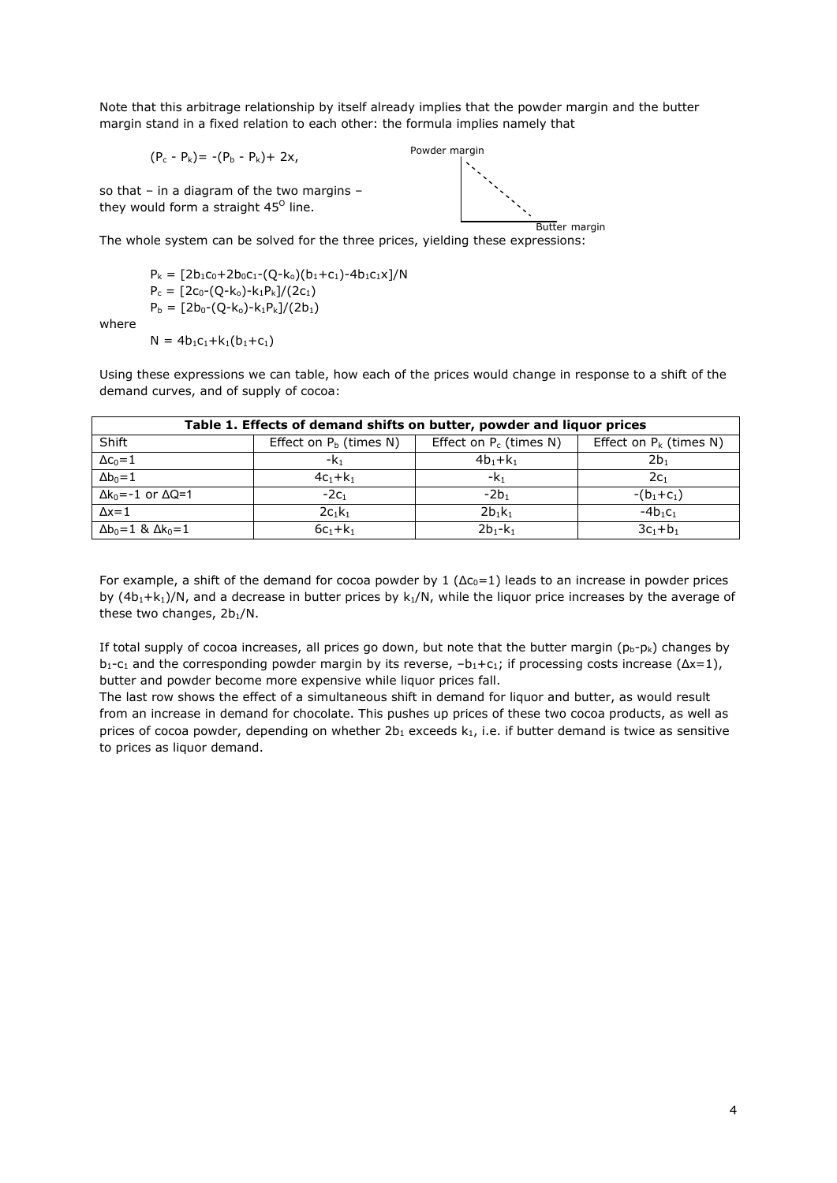Note that this arbitrage relationship by itself already implies that the powder margin and the butter margin stand in a fixed relation to each other: the formula implies namely that

$$(P_c - P_k) = -(P_b - P_k) + 2x,$$

so that – in a diagram of the two margins – they would form a straight 45$^O$ line.

Powder margin

Butter margin

The whole system can be solved for the three prices, yielding these expressions:

$$P_k = [2b_1c_0+2b_0c_1-(Q-k_o)(b_1+c_1)-4b_1c_1x]/N$$

$$P_c = [2c_0-(Q-k_o)-k_1P_k]/(2c_1)$$

$$P_b = [2b_0-(Q-k_o)-k_1P_k]/(2b_1)$$

where

$$N = 4b_1c_1+k_1(b_1+c_1)$$

Using these expressions we can table, how each of the prices would change in response to a shift of the demand curves, and of supply of cocoa:

| Table 1. Effects of demand shifts on butter, powder and liquor prices | | | |
|---|---|---|---|
| Shift | Effect on $P_b$ (times N) | Effect on $P_c$ (times N) | Effect on $P_k$ (times N) |
| $\Delta c_0=1$ | $-k_1$ | $4b_1+k_1$ | $2b_1$ |
| $\Delta b_0=1$ | $4c_1+k_1$ | $-k_1$ | $2c_1$ |
| $\Delta k_0=-1$ or $\Delta Q=1$ | $-2c_1$ | $-2b_1$ | $-(b_1+c_1)$ |
| $\Delta x=1$ | $2c_1k_1$ | $2b_1k_1$ | $-4b_1c_1$ |
| $\Delta b_0=1$ & $\Delta k_0=1$ | $6c_1+k_1$ | $2b_1-k_1$ | $3c_1+b_1$ |

For example, a shift of the demand for cocoa powder by 1 ($\Delta c_0=1$) leads to an increase in powder prices by $(4b_1+k_1)/N$, and a decrease in butter prices by $k_1/N$, while the liquor price increases by the average of these two changes, $2b_1/N$.

If total supply of cocoa increases, all prices go down, but note that the butter margin ($p_b$-$p_k$) changes by $b_1$-$c_1$ and the corresponding powder margin by its reverse, $-b_1+c_1$; if processing costs increase ($\Delta x=1$), butter and powder become more expensive while liquor prices fall.

The last row shows the effect of a simultaneous shift in demand for liquor and butter, as would result from an increase in demand for chocolate. This pushes up prices of these two cocoa products, as well as prices of cocoa powder, depending on whether $2b_1$ exceeds $k_1$, i.e. if butter demand is twice as sensitive to prices as liquor demand.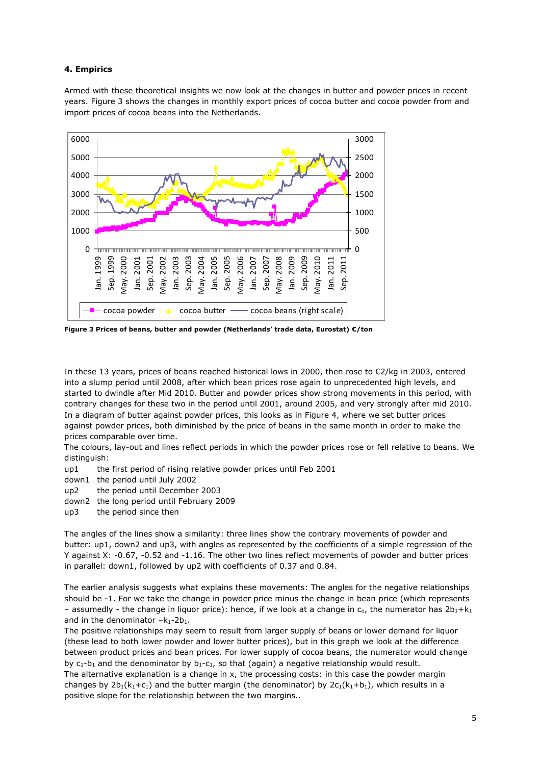## 4. Empirics

Armed with these theoretical insights we now look at the changes in butter and powder prices in recent years. Figure 3 shows the changes in monthly export prices of cocoa butter and cocoa powder from and import prices of cocoa beans into the Netherlands.

**Figure 3 Prices of beans, butter and powder (Netherlands' trade data, Eurostat) €/ton**

In these 13 years, prices of beans reached historical lows in 2000, then rose to €2/kg in 2003, entered into a slump period until 2008, after which bean prices rose again to unprecedented high levels, and started to dwindle after Mid 2010. Butter and powder prices show strong movements in this period, with contrary changes for these two in the period until 2001, around 2005, and very strongly after mid 2010. In a diagram of butter against powder prices, this looks as in Figure 4, where we set butter prices against powder prices, both diminished by the price of beans in the same month in order to make the prices comparable over time.

The colours, lay-out and lines reflect periods in which the powder prices rose or fell relative to beans. We distinguish:

- up1 the first period of rising relative powder prices until Feb 2001
- down1 the period until July 2002
- up2 the period until December 2003
- down2 the long period until February 2009
- up3 the period since then

The angles of the lines show a similarity: three lines show the contrary movements of powder and butter: up1, down2 and up3, as represented by the coefficients of a simple regression of the Y against X: -0.67, -0.52 and -1.16. The other two lines reflect movements of powder and butter prices in parallel: down1, followed by up2 with coefficients of 0.37 and 0.84.

The earlier analysis suggests what explains these movements: The angles for the negative relationships should be -1. For we take the change in powder price minus the change in bean price (which represents – assumedly - the change in liquor price): hence, if we look at a change in $c_o$, the numerator has $2b_1+k_1$ and in the denominator $-k_1-2b_1$.

The positive relationships may seem to result from larger supply of beans or lower demand for liquor (these lead to both lower powder and lower butter prices), but in this graph we look at the difference between product prices and bean prices. For lower supply of cocoa beans, the numerator would change by $c_1-b_1$ and the denominator by $b_1-c_1$, so that (again) a negative relationship would result.

The alternative explanation is a change in x, the processing costs: in this case the powder margin changes by $2b_1(k_1+c_1)$ and the butter margin (the denominator) by $2c_1(k_1+b_1)$, which results in a positive slope for the relationship between the two margins..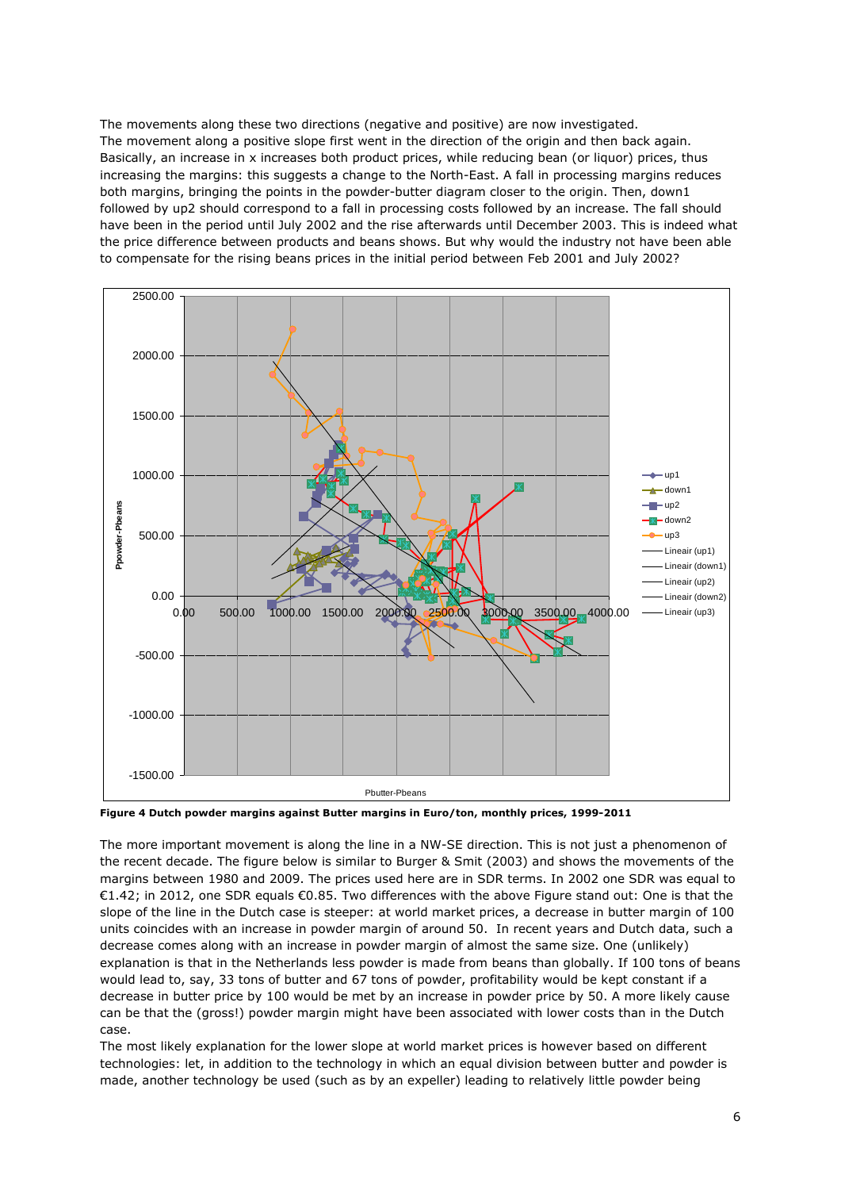The movements along these two directions (negative and positive) are now investigated. The movement along a positive slope first went in the direction of the origin and then back again. Basically, an increase in x increases both product prices, while reducing bean (or liquor) prices, thus increasing the margins: this suggests a change to the North-East. A fall in processing margins reduces both margins, bringing the points in the powder-butter diagram closer to the origin. Then, down1 followed by up2 should correspond to a fall in processing costs followed by an increase. The fall should have been in the period until July 2002 and the rise afterwards until December 2003. This is indeed what the price difference between products and beans shows. But why would the industry not have been able to compensate for the rising beans prices in the initial period between Feb 2001 and July 2002?

**Figure 4 Dutch powder margins against Butter margins in Euro/ton, monthly prices, 1999-2011**

The more important movement is along the line in a NW-SE direction. This is not just a phenomenon of the recent decade. The figure below is similar to Burger & Smit (2003) and shows the movements of the margins between 1980 and 2009. The prices used here are in SDR terms. In 2002 one SDR was equal to €1.42; in 2012, one SDR equals €0.85. Two differences with the above Figure stand out: One is that the slope of the line in the Dutch case is steeper: at world market prices, a decrease in butter margin of 100 units coincides with an increase in powder margin of around 50. In recent years and Dutch data, such a decrease comes along with an increase in powder margin of almost the same size. One (unlikely) explanation is that in the Netherlands less powder is made from beans than globally. If 100 tons of beans would lead to, say, 33 tons of butter and 67 tons of powder, profitability would be kept constant if a decrease in butter price by 100 would be met by an increase in powder price by 50. A more likely cause can be that the (gross!) powder margin might have been associated with lower costs than in the Dutch case.

The most likely explanation for the lower slope at world market prices is however based on different technologies: let, in addition to the technology in which an equal division between butter and powder is made, another technology be used (such as by an expeller) leading to relatively little powder being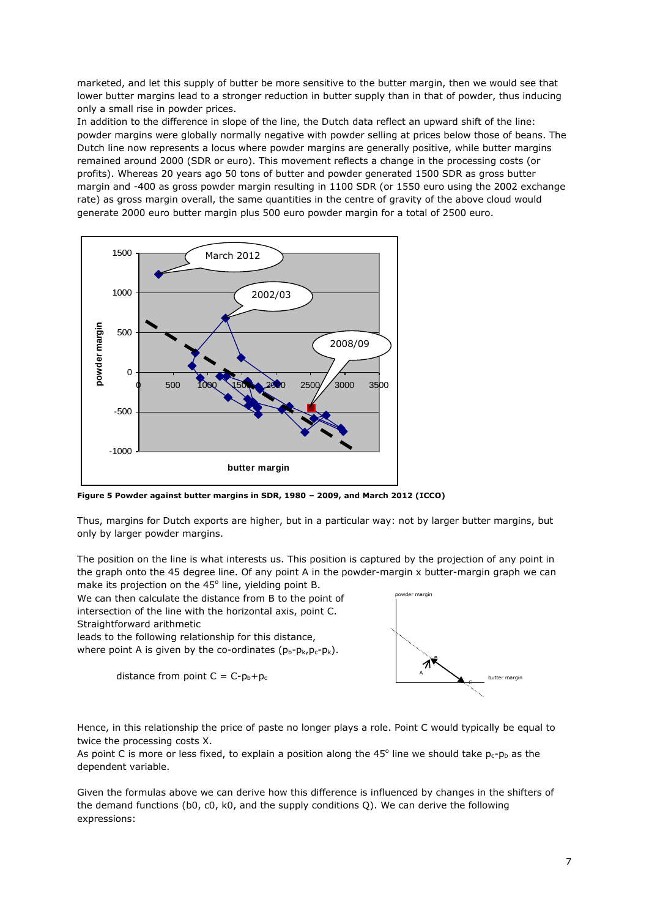marketed, and let this supply of butter be more sensitive to the butter margin, then we would see that lower butter margins lead to a stronger reduction in butter supply than in that of powder, thus inducing only a small rise in powder prices.

In addition to the difference in slope of the line, the Dutch data reflect an upward shift of the line: powder margins were globally normally negative with powder selling at prices below those of beans. The Dutch line now represents a locus where powder margins are generally positive, while butter margins remained around 2000 (SDR or euro). This movement reflects a change in the processing costs (or profits). Whereas 20 years ago 50 tons of butter and powder generated 1500 SDR as gross butter margin and -400 as gross powder margin resulting in 1100 SDR (or 1550 euro using the 2002 exchange rate) as gross margin overall, the same quantities in the centre of gravity of the above cloud would generate 2000 euro butter margin plus 500 euro powder margin for a total of 2500 euro.

**Figure 5 Powder against butter margins in SDR, 1980 – 2009, and March 2012 (ICCO)**

Thus, margins for Dutch exports are higher, but in a particular way: not by larger butter margins, but only by larger powder margins.

The position on the line is what interests us. This position is captured by the projection of any point in the graph onto the 45 degree line. Of any point A in the powder-margin x butter-margin graph we can make its projection on the 45° line, yielding point B.

We can then calculate the distance from B to the point of intersection of the line with the horizontal axis, point C. Straightforward arithmetic leads to the following relationship for this distance, where point A is given by the co-ordinates $(p_b-p_k, p_c-p_k)$.

$$\text{distance from point C} = C - p_b + p_c$$

Hence, in this relationship the price of paste no longer plays a role. Point C would typically be equal to twice the processing costs X.

As point C is more or less fixed, to explain a position along the 45° line we should take $p_c-p_b$ as the dependent variable.

Given the formulas above we can derive how this difference is influenced by changes in the shifters of the demand functions (b0, c0, k0, and the supply conditions Q). We can derive the following expressions: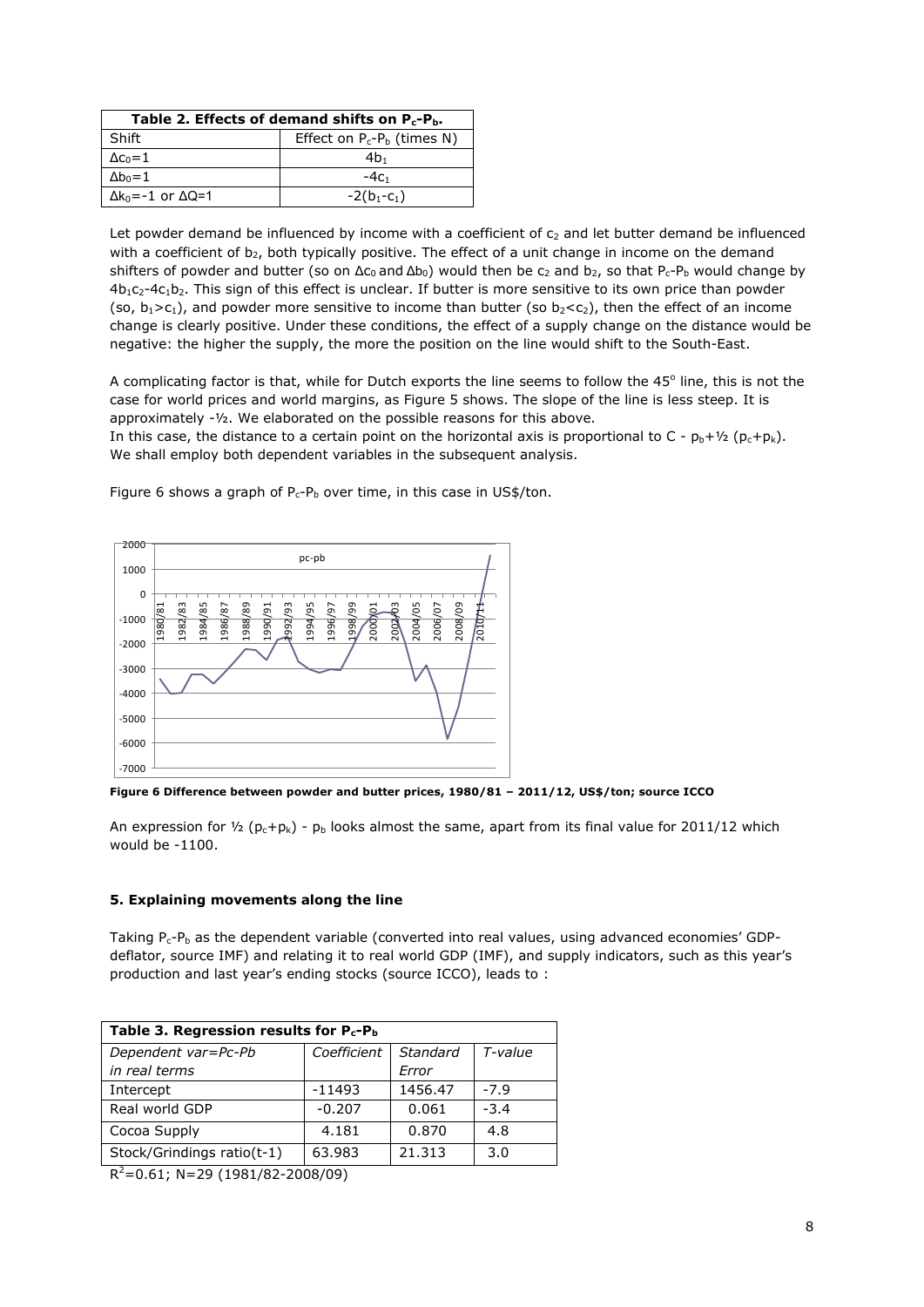| **Table 2. Effects of demand shifts on $P_c$-$P_b$.** | |
|---|---|
| Shift | Effect on $P_c$-$P_b$ (times N) |
| $\Delta c_0=1$ | $4b_1$ |
| $\Delta b_0=1$ | $-4c_1$ |
| $\Delta k_0=-1$ or $\Delta Q=1$ | $-2(b_1-c_1)$ |

Let powder demand be influenced by income with a coefficient of $c_2$ and let butter demand be influenced with a coefficient of $b_2$, both typically positive. The effect of a unit change in income on the demand shifters of powder and butter (so on $\Delta c_0$ and $\Delta b_0$) would then be $c_2$ and $b_2$, so that $P_c$-$P_b$ would change by $4b_1c_2$-$4c_1b_2$. This sign of this effect is unclear. If butter is more sensitive to its own price than powder (so, $b_1>c_1$), and powder more sensitive to income than butter (so $b_2<c_2$), then the effect of an income change is clearly positive. Under these conditions, the effect of a supply change on the distance would be negative: the higher the supply, the more the position on the line would shift to the South-East.

A complicating factor is that, while for Dutch exports the line seems to follow the 45° line, this is not the case for world prices and world margins, as Figure 5 shows. The slope of the line is less steep. It is approximately -½. We elaborated on the possible reasons for this above.
In this case, the distance to a certain point on the horizontal axis is proportional to C - $p_b$+½ ($p_c$+$p_k$). We shall employ both dependent variables in the subsequent analysis.

Figure 6 shows a graph of $P_c$-$P_b$ over time, in this case in US$/ton.

**Figure 6 Difference between powder and butter prices, 1980/81 – 2011/12, US$/ton; source ICCO**

An expression for ½ ($p_c$+$p_k$) - $p_b$ looks almost the same, apart from its final value for 2011/12 which would be -1100.

## 5. Explaining movements along the line

Taking $P_c$-$P_b$ as the dependent variable (converted into real values, using advanced economies' GDP-deflator, source IMF) and relating it to real world GDP (IMF), and supply indicators, such as this year's production and last year's ending stocks (source ICCO), leads to :

| **Table 3. Regression results for $P_c$-$P_b$** | | | |
|---|---|---|---|
| *Dependent var=Pc-Pb in real terms* | *Coefficient* | *Standard Error* | *T-value* |
| Intercept | -11493 | 1456.47 | -7.9 |
| Real world GDP | -0.207 | 0.061 | -3.4 |
| Cocoa Supply | 4.181 | 0.870 | 4.8 |
| Stock/Grindings ratio(t-1) | 63.983 | 21.313 | 3.0 |

$R^2$=0.61; N=29 (1981/82-2008/09)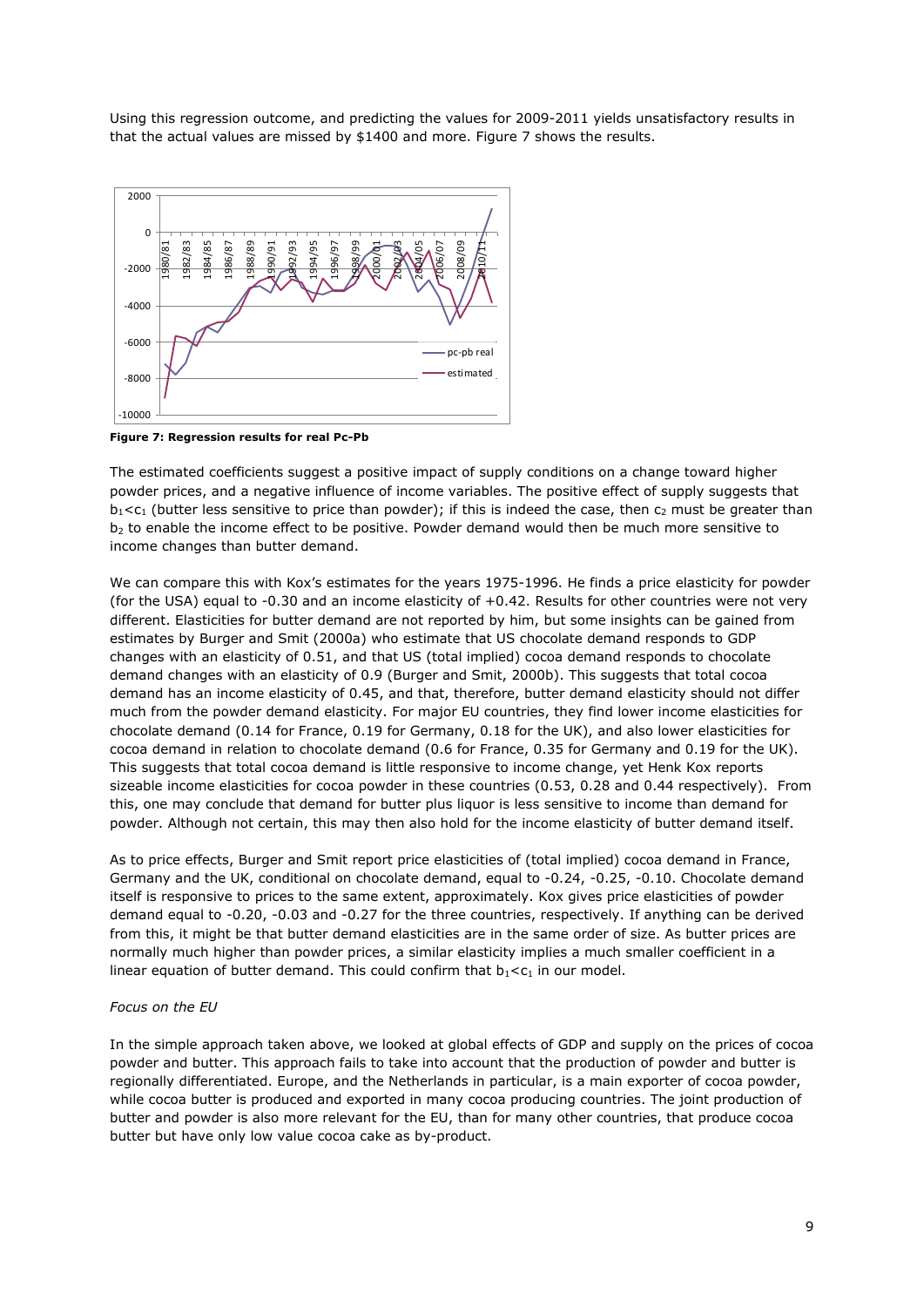Using this regression outcome, and predicting the values for 2009-2011 yields unsatisfactory results in that the actual values are missed by $1400 and more. Figure 7 shows the results.

**Figure 7: Regression results for real Pc-Pb**

The estimated coefficients suggest a positive impact of supply conditions on a change toward higher powder prices, and a negative influence of income variables. The positive effect of supply suggests that $b_1 < c_1$ (butter less sensitive to price than powder); if this is indeed the case, then $c_2$ must be greater than $b_2$ to enable the income effect to be positive. Powder demand would then be much more sensitive to income changes than butter demand.

We can compare this with Kox's estimates for the years 1975-1996. He finds a price elasticity for powder (for the USA) equal to -0.30 and an income elasticity of +0.42. Results for other countries were not very different. Elasticities for butter demand are not reported by him, but some insights can be gained from estimates by Burger and Smit (2000a) who estimate that US chocolate demand responds to GDP changes with an elasticity of 0.51, and that US (total implied) cocoa demand responds to chocolate demand changes with an elasticity of 0.9 (Burger and Smit, 2000b). This suggests that total cocoa demand has an income elasticity of 0.45, and that, therefore, butter demand elasticity should not differ much from the powder demand elasticity. For major EU countries, they find lower income elasticities for chocolate demand (0.14 for France, 0.19 for Germany, 0.18 for the UK), and also lower elasticities for cocoa demand in relation to chocolate demand (0.6 for France, 0.35 for Germany and 0.19 for the UK). This suggests that total cocoa demand is little responsive to income change, yet Henk Kox reports sizeable income elasticities for cocoa powder in these countries (0.53, 0.28 and 0.44 respectively). From this, one may conclude that demand for butter plus liquor is less sensitive to income than demand for powder. Although not certain, this may then also hold for the income elasticity of butter demand itself.

As to price effects, Burger and Smit report price elasticities of (total implied) cocoa demand in France, Germany and the UK, conditional on chocolate demand, equal to -0.24, -0.25, -0.10. Chocolate demand itself is responsive to prices to the same extent, approximately. Kox gives price elasticities of powder demand equal to -0.20, -0.03 and -0.27 for the three countries, respectively. If anything can be derived from this, it might be that butter demand elasticities are in the same order of size. As butter prices are normally much higher than powder prices, a similar elasticity implies a much smaller coefficient in a linear equation of butter demand. This could confirm that $b_1 < c_1$ in our model.

*Focus on the EU*

In the simple approach taken above, we looked at global effects of GDP and supply on the prices of cocoa powder and butter. This approach fails to take into account that the production of powder and butter is regionally differentiated. Europe, and the Netherlands in particular, is a main exporter of cocoa powder, while cocoa butter is produced and exported in many cocoa producing countries. The joint production of butter and powder is also more relevant for the EU, than for many other countries, that produce cocoa butter but have only low value cocoa cake as by-product.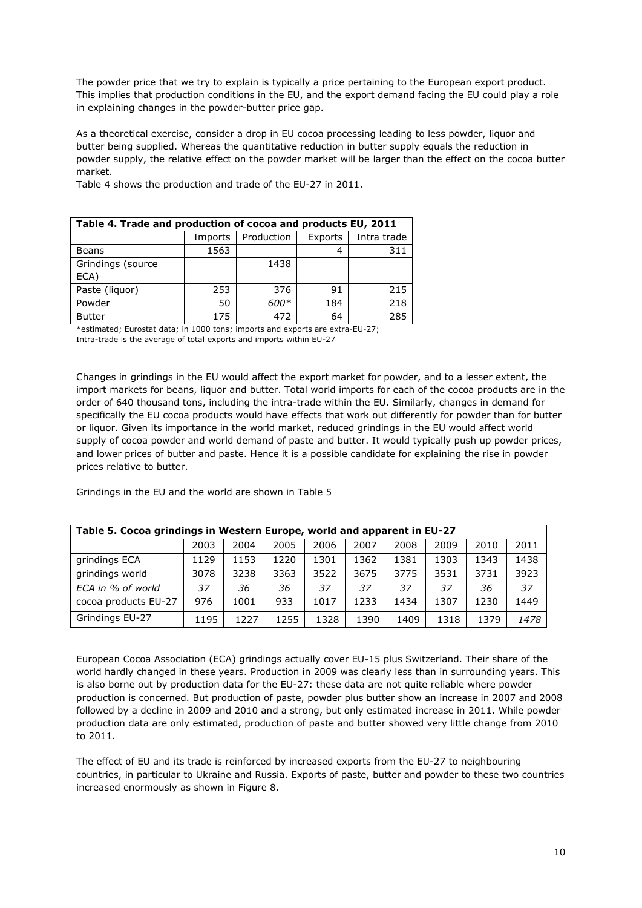The powder price that we try to explain is typically a price pertaining to the European export product. This implies that production conditions in the EU, and the export demand facing the EU could play a role in explaining changes in the powder-butter price gap.

As a theoretical exercise, consider a drop in EU cocoa processing leading to less powder, liquor and butter being supplied. Whereas the quantitative reduction in butter supply equals the reduction in powder supply, the relative effect on the powder market will be larger than the effect on the cocoa butter market.

Table 4 shows the production and trade of the EU-27 in 2011.

**Table 4. Trade and production of cocoa and products EU, 2011**

| | Imports | Production | Exports | Intra trade |
|---|---|---|---|---|
| Beans | 1563 | | 4 | 311 |
| Grindings (source ECA) | | 1438 | | |
| Paste (liquor) | 253 | 376 | 91 | 215 |
| Powder | 50 | *600\** | 184 | 218 |
| Butter | 175 | 472 | 64 | 285 |

\*estimated; Eurostat data; in 1000 tons; imports and exports are extra-EU-27;
Intra-trade is the average of total exports and imports within EU-27

Changes in grindings in the EU would affect the export market for powder, and to a lesser extent, the import markets for beans, liquor and butter. Total world imports for each of the cocoa products are in the order of 640 thousand tons, including the intra-trade within the EU. Similarly, changes in demand for specifically the EU cocoa products would have effects that work out differently for powder than for butter or liquor. Given its importance in the world market, reduced grindings in the EU would affect world supply of cocoa powder and world demand of paste and butter. It would typically push up powder prices, and lower prices of butter and paste. Hence it is a possible candidate for explaining the rise in powder prices relative to butter.

Grindings in the EU and the world are shown in Table 5

**Table 5. Cocoa grindings in Western Europe, world and apparent in EU-27**

| | 2003 | 2004 | 2005 | 2006 | 2007 | 2008 | 2009 | 2010 | 2011 |
|---|---|---|---|---|---|---|---|---|---|
| grindings ECA | 1129 | 1153 | 1220 | 1301 | 1362 | 1381 | 1303 | 1343 | 1438 |
| grindings world | 3078 | 3238 | 3363 | 3522 | 3675 | 3775 | 3531 | 3731 | 3923 |
| *ECA in % of world* | *37* | *36* | *36* | *37* | *37* | *37* | *37* | *36* | *37* |
| cocoa products EU-27 | 976 | 1001 | 933 | 1017 | 1233 | 1434 | 1307 | 1230 | 1449 |
| Grindings EU-27 | 1195 | 1227 | 1255 | 1328 | 1390 | 1409 | 1318 | 1379 | *1478* |

European Cocoa Association (ECA) grindings actually cover EU-15 plus Switzerland. Their share of the world hardly changed in these years. Production in 2009 was clearly less than in surrounding years. This is also borne out by production data for the EU-27: these data are not quite reliable where powder production is concerned. But production of paste, powder plus butter show an increase in 2007 and 2008 followed by a decline in 2009 and 2010 and a strong, but only estimated increase in 2011. While powder production data are only estimated, production of paste and butter showed very little change from 2010 to 2011.

The effect of EU and its trade is reinforced by increased exports from the EU-27 to neighbouring countries, in particular to Ukraine and Russia. Exports of paste, butter and powder to these two countries increased enormously as shown in Figure 8.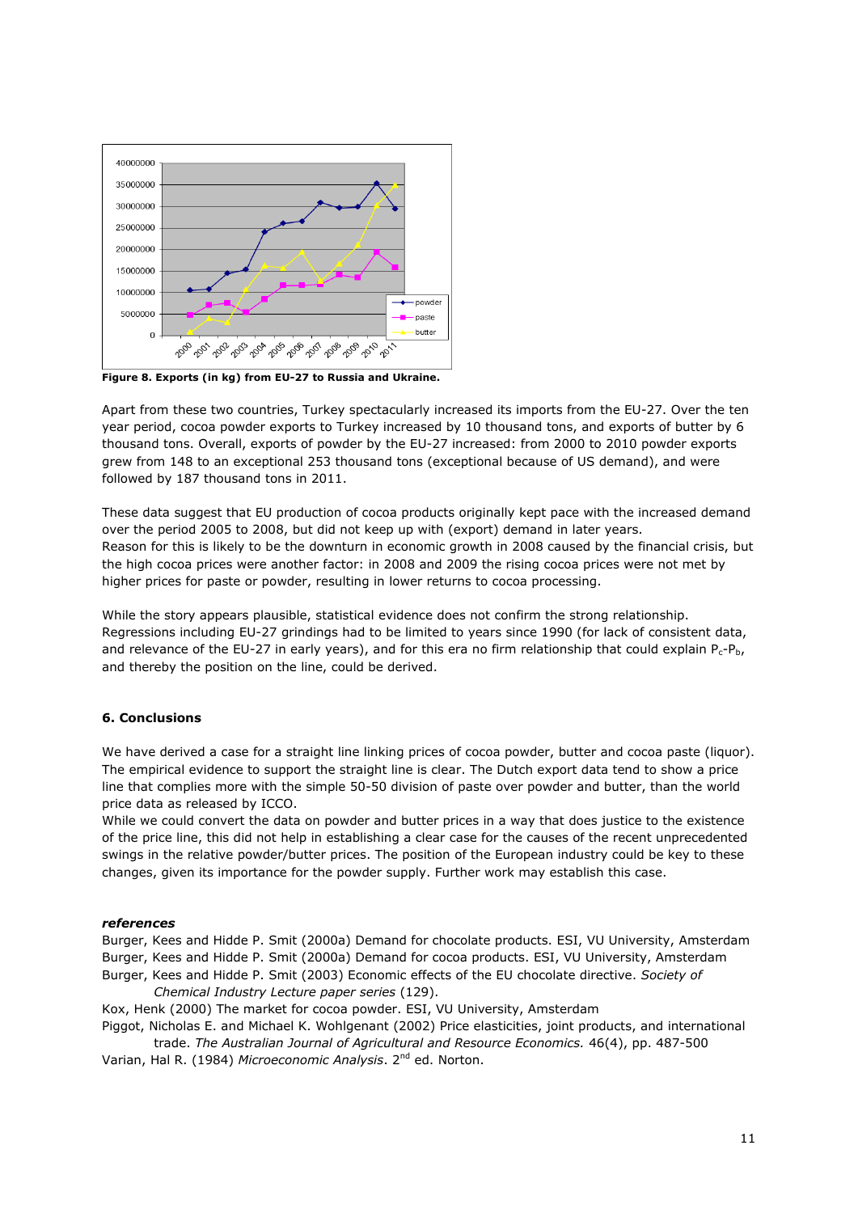40000000
35000000
30000000
25000000
20000000
15000000
10000000
5000000
0

2000 2001 2002 2003 2004 2005 2006 2007 2008 2009 2010 2011

powder
paste
butter

**Figure 8. Exports (in kg) from EU-27 to Russia and Ukraine.**

Apart from these two countries, Turkey spectacularly increased its imports from the EU-27. Over the ten year period, cocoa powder exports to Turkey increased by 10 thousand tons, and exports of butter by 6 thousand tons. Overall, exports of powder by the EU-27 increased: from 2000 to 2010 powder exports grew from 148 to an exceptional 253 thousand tons (exceptional because of US demand), and were followed by 187 thousand tons in 2011.

These data suggest that EU production of cocoa products originally kept pace with the increased demand over the period 2005 to 2008, but did not keep up with (export) demand in later years.
Reason for this is likely to be the downturn in economic growth in 2008 caused by the financial crisis, but the high cocoa prices were another factor: in 2008 and 2009 the rising cocoa prices were not met by higher prices for paste or powder, resulting in lower returns to cocoa processing.

While the story appears plausible, statistical evidence does not confirm the strong relationship. Regressions including EU-27 grindings had to be limited to years since 1990 (for lack of consistent data, and relevance of the EU-27 in early years), and for this era no firm relationship that could explain $P_c$-$P_b$, and thereby the position on the line, could be derived.

## 6. Conclusions

We have derived a case for a straight line linking prices of cocoa powder, butter and cocoa paste (liquor). The empirical evidence to support the straight line is clear. The Dutch export data tend to show a price line that complies more with the simple 50-50 division of paste over powder and butter, than the world price data as released by ICCO.
While we could convert the data on powder and butter prices in a way that does justice to the existence of the price line, this did not help in establishing a clear case for the causes of the recent unprecedented swings in the relative powder/butter prices. The position of the European industry could be key to these changes, given its importance for the powder supply. Further work may establish this case.

### *references*

Burger, Kees and Hidde P. Smit (2000a) Demand for chocolate products. ESI, VU University, Amsterdam

Burger, Kees and Hidde P. Smit (2000a) Demand for cocoa products. ESI, VU University, Amsterdam

Burger, Kees and Hidde P. Smit (2003) Economic effects of the EU chocolate directive. *Society of Chemical Industry Lecture paper series* (129).

Kox, Henk (2000) The market for cocoa powder. ESI, VU University, Amsterdam

Piggot, Nicholas E. and Michael K. Wohlgenant (2002) Price elasticities, joint products, and international trade. *The Australian Journal of Agricultural and Resource Economics.* 46(4), pp. 487-500

Varian, Hal R. (1984) *Microeconomic Analysis*. 2nd ed. Norton.